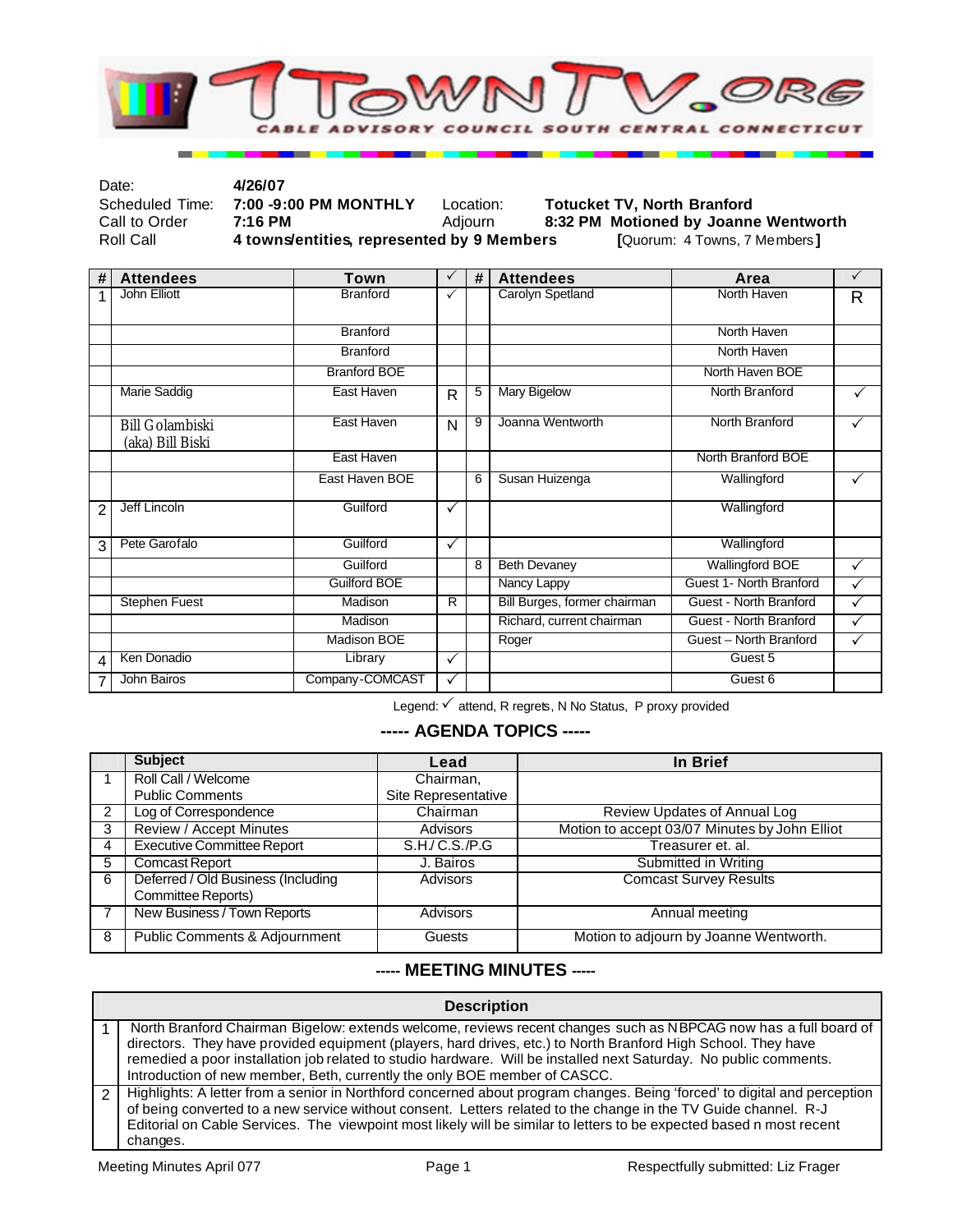# 7TOWNTV.ORG

CABLE ADVISORY COUNCIL SOUTH CENTRAL CONNECTICUT

| | | | |
|---|---|---|---|
| Date: | **4/26/07** | | |
| Scheduled Time: | **7:00 -9:00 PM MONTHLY** | Location: | **Totucket TV, North Branford** |
| Call to Order | **7:16 PM** | Adjourn | **8:32 PM Motioned by Joanne Wentworth** |
| Roll Call | **4 towns/entities, represented by 9 Members** | | **[**Quorum: 4 Towns, 7 Members**]** |

| # | Attendees | Town | ✓ | # | Attendees | Area | ✓ |
|---|---|---|---|---|---|---|---|
| 1 | John Elliott | Branford | ✓ | | Carolyn Spetland | North Haven | R |
| | | Branford | | | | North Haven | |
| | | Branford | | | | North Haven | |
| | | Branford BOE | | | | North Haven BOE | |
| | Marie Saddig | East Haven | R | 5 | Mary Bigelow | North Branford | ✓ |
| | Bill Golambiski (aka) Bill Biski | East Haven | N | 9 | Joanna Wentworth | North Branford | ✓ |
| | | East Haven | | | | North Branford BOE | |
| | | East Haven BOE | | 6 | Susan Huizenga | Wallingford | ✓ |
| 2 | Jeff Lincoln | Guilford | ✓ | | | Wallingford | |
| 3 | Pete Garofalo | Guilford | ✓ | | | Wallingford | |
| | | Guilford | | 8 | Beth Devaney | Wallingford BOE | ✓ |
| | | Guilford BOE | | | Nancy Lappy | Guest 1- North Branford | ✓ |
| | Stephen Fuest | Madison | R | | Bill Burges, former chairman | Guest - North Branford | ✓ |
| | | Madison | | | Richard, current chairman | Guest - North Branford | ✓ |
| | | Madison BOE | | | Roger | Guest – North Branford | ✓ |
| 4 | Ken Donadio | Library | ✓ | | | Guest 5 | |
| 7 | John Bairos | Company-COMCAST | ✓ | | | Guest 6 | |

Legend: ✓ attend, R regrets, N No Status, P proxy provided

## ----- AGENDA TOPICS -----

| | Subject | Lead | In Brief |
|---|---|---|---|
| 1 | Roll Call / Welcome<br>Public Comments | Chairman,<br>Site Representative | |
| 2 | Log of Correspondence | Chairman | Review Updates of Annual Log |
| 3 | Review / Accept Minutes | Advisors | Motion to accept 03/07 Minutes by John Elliot |
| 4 | Executive Committee Report | S.H./ C.S./P.G | Treasurer et. al. |
| 5 | Comcast Report | J. Bairos | Submitted in Writing |
| 6 | Deferred / Old Business (Including Committee Reports) | Advisors | Comcast Survey Results |
| 7 | New Business / Town Reports | Advisors | Annual meeting |
| 8 | Public Comments & Adjournment | Guests | Motion to adjourn by Joanne Wentworth. |

## ----- MEETING MINUTES -----

| | Description |
|---|---|
| 1 | North Branford Chairman Bigelow: extends welcome, reviews recent changes such as NBPCAG now has a full board of directors. They have provided equipment (players, hard drives, etc.) to North Branford High School. They have remedied a poor installation job related to studio hardware. Will be installed next Saturday. No public comments. Introduction of new member, Beth, currently the only BOE member of CASCC. |
| 2 | Highlights: A letter from a senior in Northford concerned about program changes. Being 'forced' to digital and perception of being converted to a new service without consent. Letters related to the change in the TV Guide channel. R-J Editorial on Cable Services. The viewpoint most likely will be similar to letters to be expected based n most recent changes. |

Meeting Minutes April 077 | Respectfully submitted: Liz Frager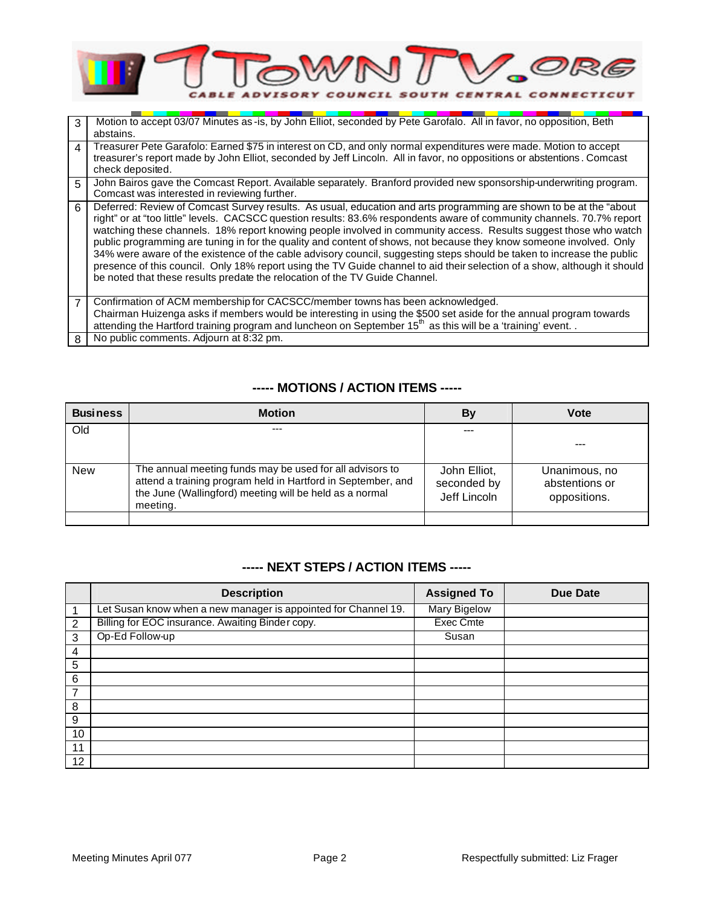| | |
|---|---|
| 3 | Motion to accept 03/07 Minutes as-is, by John Elliot, seconded by Pete Garofalo. All in favor, no opposition, Beth abstains. |
| 4 | Treasurer Pete Garafolo: Earned $75 in interest on CD, and only normal expenditures were made. Motion to accept treasurer's report made by John Elliot, seconded by Jeff Lincoln. All in favor, no oppositions or abstentions. Comcast check deposited. |
| 5 | John Bairos gave the Comcast Report. Available separately. Branford provided new sponsorship-underwriting program. Comcast was interested in reviewing further. |
| 6 | Deferred: Review of Comcast Survey results. As usual, education and arts programming are shown to be at the "about right" or at "too little" levels. CACSCC question results: 83.6% respondents aware of community channels. 70.7% report watching these channels. 18% report knowing people involved in community access. Results suggest those who watch public programming are tuning in for the quality and content of shows, not because they know someone involved. Only 34% were aware of the existence of the cable advisory council, suggesting steps should be taken to increase the public presence of this council. Only 18% report using the TV Guide channel to aid their selection of a show, although it should be noted that these results predate the relocation of the TV Guide Channel. |
| 7 | Confirmation of ACM membership for CACSCC/member towns has been acknowledged. Chairman Huizenga asks if members would be interesting in using the $500 set aside for the annual program towards attending the Hartford training program and luncheon on September 15th as this will be a 'training' event. . |
| 8 | No public comments. Adjourn at 8:32 pm. |

### ----- MOTIONS / ACTION ITEMS -----

| Business | Motion | By | Vote |
|---|---|---|---|
| Old | --- | --- | --- |
| New | The annual meeting funds may be used for all advisors to attend a training program held in Hartford in September, and the June (Wallingford) meeting will be held as a normal meeting. | John Elliot, seconded by Jeff Lincoln | Unanimous, no abstentions or oppositions. |
| | | | |

### ----- NEXT STEPS / ACTION ITEMS -----

| | Description | Assigned To | Due Date |
|---|---|---|---|
| 1 | Let Susan know when a new manager is appointed for Channel 19. | Mary Bigelow | |
| 2 | Billing for EOC insurance. Awaiting Binder copy. | Exec Cmte | |
| 3 | Op-Ed Follow-up | Susan | |
| 4 | | | |
| 5 | | | |
| 6 | | | |
| 7 | | | |
| 8 | | | |
| 9 | | | |
| 10 | | | |
| 11 | | | |
| 12 | | | |

Respectfully submitted: Liz Frager